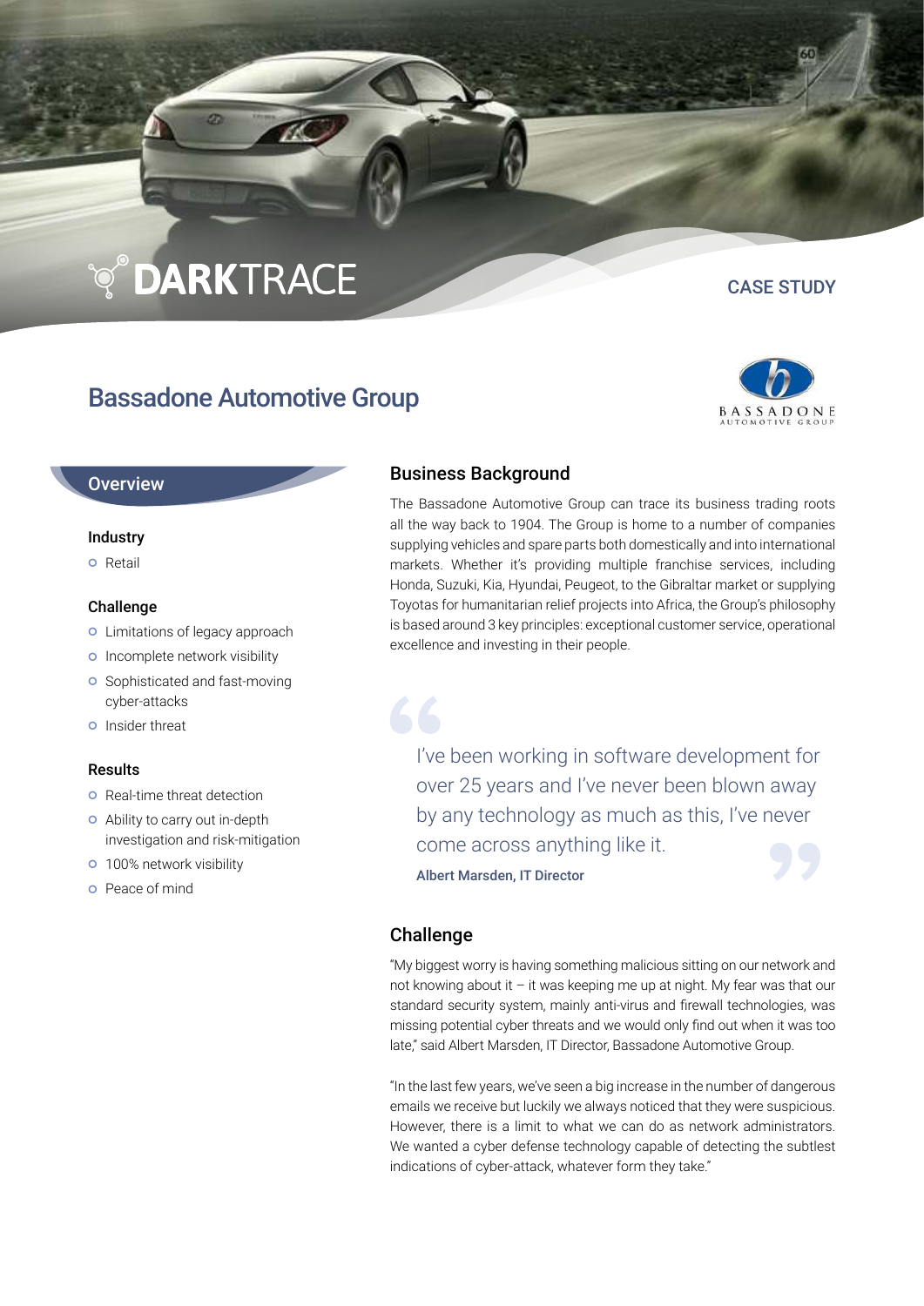DARKTRACE

CASE STUDY

# Bassadone Automotive Group

## Overview

### Industry

- Retail

### Challenge

- Limitations of legacy approach
- Incomplete network visibility
- Sophisticated and fast-moving cyber-attacks
- Insider threat

### Results

- Real-time threat detection
- Ability to carry out in-depth investigation and risk-mitigation
- 100% network visibility
- Peace of mind

## Business Background

The Bassadone Automotive Group can trace its business trading roots all the way back to 1904. The Group is home to a number of companies supplying vehicles and spare parts both domestically and into international markets. Whether it's providing multiple franchise services, including Honda, Suzuki, Kia, Hyundai, Peugeot, to the Gibraltar market or supplying Toyotas for humanitarian relief projects into Africa, the Group's philosophy is based around 3 key principles: exceptional customer service, operational excellence and investing in their people.

> I've been working in software development for over 25 years and I've never been blown away by any technology as much as this, I've never come across anything like it.
>
> **Albert Marsden, IT Director**

## Challenge

"My biggest worry is having something malicious sitting on our network and not knowing about it – it was keeping me up at night. My fear was that our standard security system, mainly anti-virus and firewall technologies, was missing potential cyber threats and we would only find out when it was too late," said Albert Marsden, IT Director, Bassadone Automotive Group.

"In the last few years, we've seen a big increase in the number of dangerous emails we receive but luckily we always noticed that they were suspicious. However, there is a limit to what we can do as network administrators. We wanted a cyber defense technology capable of detecting the subtlest indications of cyber-attack, whatever form they take."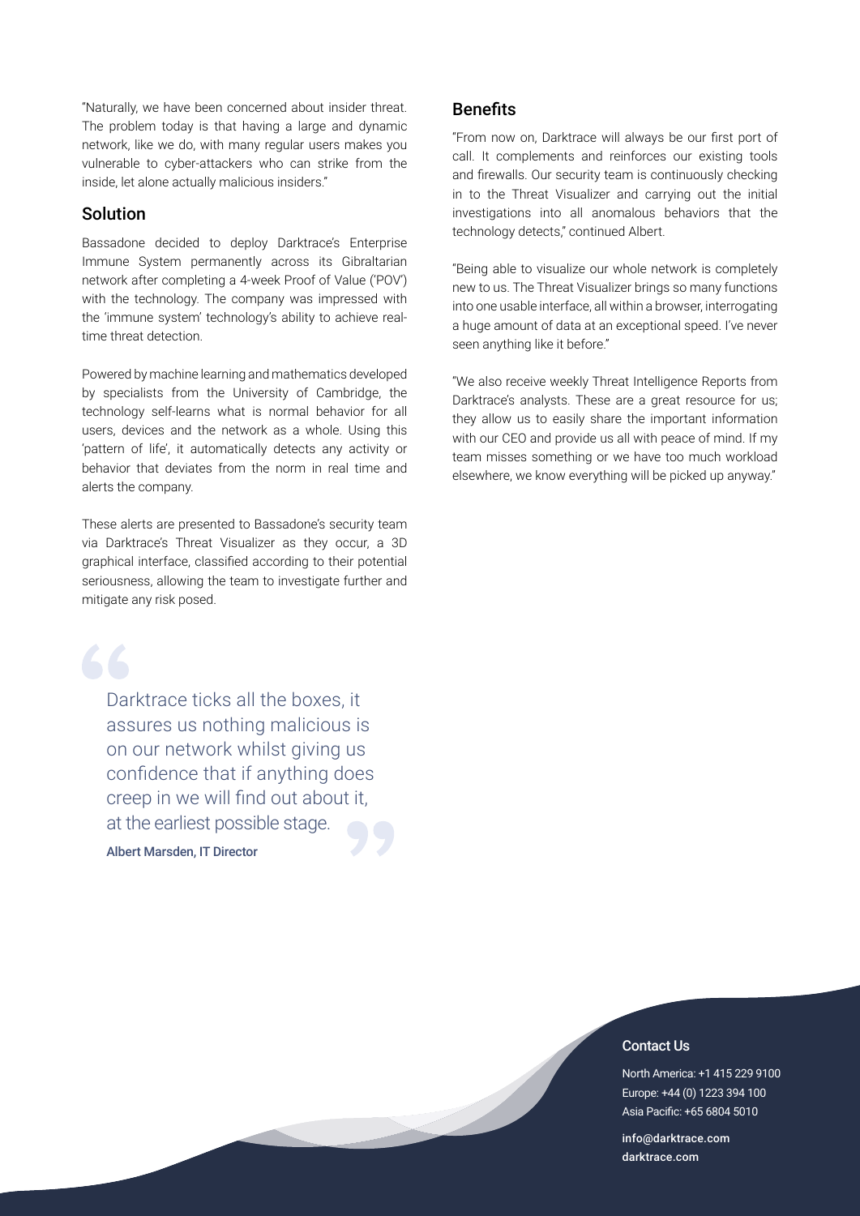"Naturally, we have been concerned about insider threat. The problem today is that having a large and dynamic network, like we do, with many regular users makes you vulnerable to cyber-attackers who can strike from the inside, let alone actually malicious insiders."

## Solution

Bassadone decided to deploy Darktrace's Enterprise Immune System permanently across its Gibraltarian network after completing a 4-week Proof of Value ('POV') with the technology. The company was impressed with the 'immune system' technology's ability to achieve real-time threat detection.

Powered by machine learning and mathematics developed by specialists from the University of Cambridge, the technology self-learns what is normal behavior for all users, devices and the network as a whole. Using this 'pattern of life', it automatically detects any activity or behavior that deviates from the norm in real time and alerts the company.

These alerts are presented to Bassadone's security team via Darktrace's Threat Visualizer as they occur, a 3D graphical interface, classified according to their potential seriousness, allowing the team to investigate further and mitigate any risk posed.

> Darktrace ticks all the boxes, it assures us nothing malicious is on our network whilst giving us confidence that if anything does creep in we will find out about it, at the earliest possible stage.
>
> **Albert Marsden, IT Director**

## Benefits

"From now on, Darktrace will always be our first port of call. It complements and reinforces our existing tools and firewalls. Our security team is continuously checking in to the Threat Visualizer and carrying out the initial investigations into all anomalous behaviors that the technology detects," continued Albert.

"Being able to visualize our whole network is completely new to us. The Threat Visualizer brings so many functions into one usable interface, all within a browser, interrogating a huge amount of data at an exceptional speed. I've never seen anything like it before."

"We also receive weekly Threat Intelligence Reports from Darktrace's analysts. These are a great resource for us; they allow us to easily share the important information with our CEO and provide us all with peace of mind. If my team misses something or we have too much workload elsewhere, we know everything will be picked up anyway."

### Contact Us

North America: +1 415 229 9100
Europe: +44 (0) 1223 394 100
Asia Pacific: +65 6804 5010

info@darktrace.com
darktrace.com